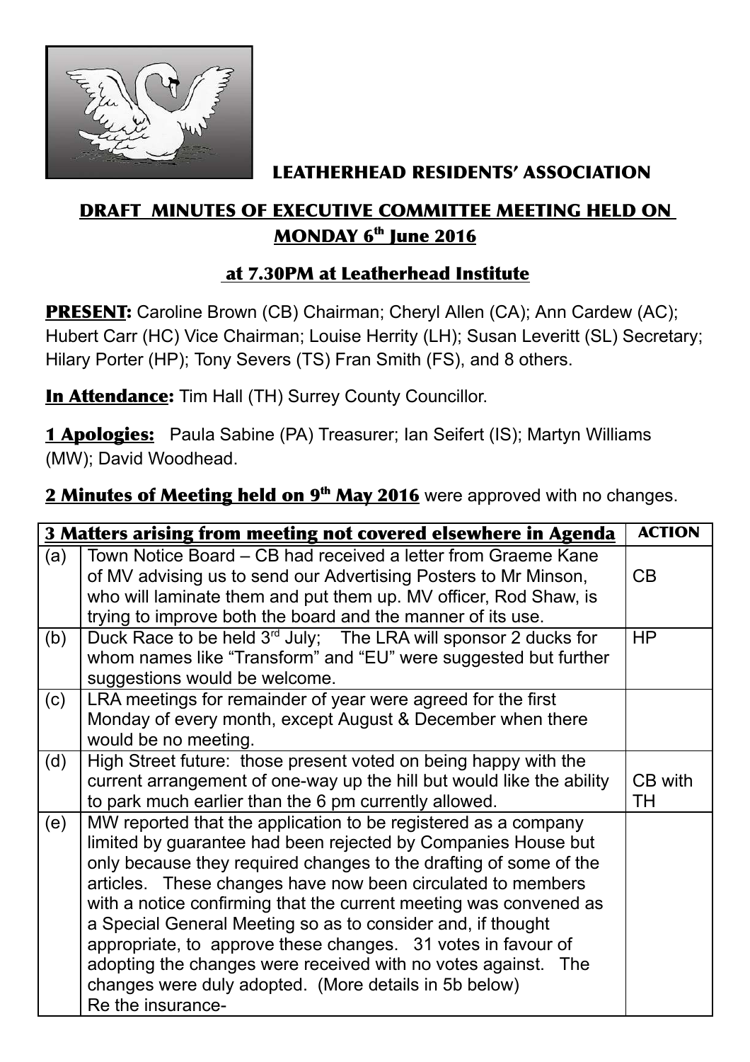# LEATHERHEAD RESIDENTS' ASSOCIATION

## DRAFT MINUTES OF EXECUTIVE COMMITTEE MEETING HELD ON MONDAY 6th June 2016

## at 7.30PM at Leatherhead Institute

**PRESENT:** Caroline Brown (CB) Chairman; Cheryl Allen (CA); Ann Cardew (AC); Hubert Carr (HC) Vice Chairman; Louise Herrity (LH); Susan Leveritt (SL) Secretary; Hilary Porter (HP); Tony Severs (TS) Fran Smith (FS), and 8 others.

**In Attendance:** Tim Hall (TH) Surrey County Councillor.

**1 Apologies:** Paula Sabine (PA) Treasurer; Ian Seifert (IS); Martyn Williams (MW); David Woodhead.

**2 Minutes of Meeting held on 9th May 2016** were approved with no changes.

| **3 Matters arising from meeting not covered elsewhere in Agenda** | | **ACTION** |
|---|---|---|
| (a) | Town Notice Board – CB had received a letter from Graeme Kane of MV advising us to send our Advertising Posters to Mr Minson, who will laminate them and put them up. MV officer, Rod Shaw, is trying to improve both the board and the manner of its use. | CB |
| (b) | Duck Race to be held 3rd July; The LRA will sponsor 2 ducks for whom names like "Transform" and "EU" were suggested but further suggestions would be welcome. | HP |
| (c) | LRA meetings for remainder of year were agreed for the first Monday of every month, except August & December when there would be no meeting. | |
| (d) | High Street future: those present voted on being happy with the current arrangement of one-way up the hill but would like the ability to park much earlier than the 6 pm currently allowed. | CB with TH |
| (e) | MW reported that the application to be registered as a company limited by guarantee had been rejected by Companies House but only because they required changes to the drafting of some of the articles. These changes have now been circulated to members with a notice confirming that the current meeting was convened as a Special General Meeting so as to consider and, if thought appropriate, to approve these changes. 31 votes in favour of adopting the changes were received with no votes against. The changes were duly adopted. (More details in 5b below)<br>Re the insurance- | |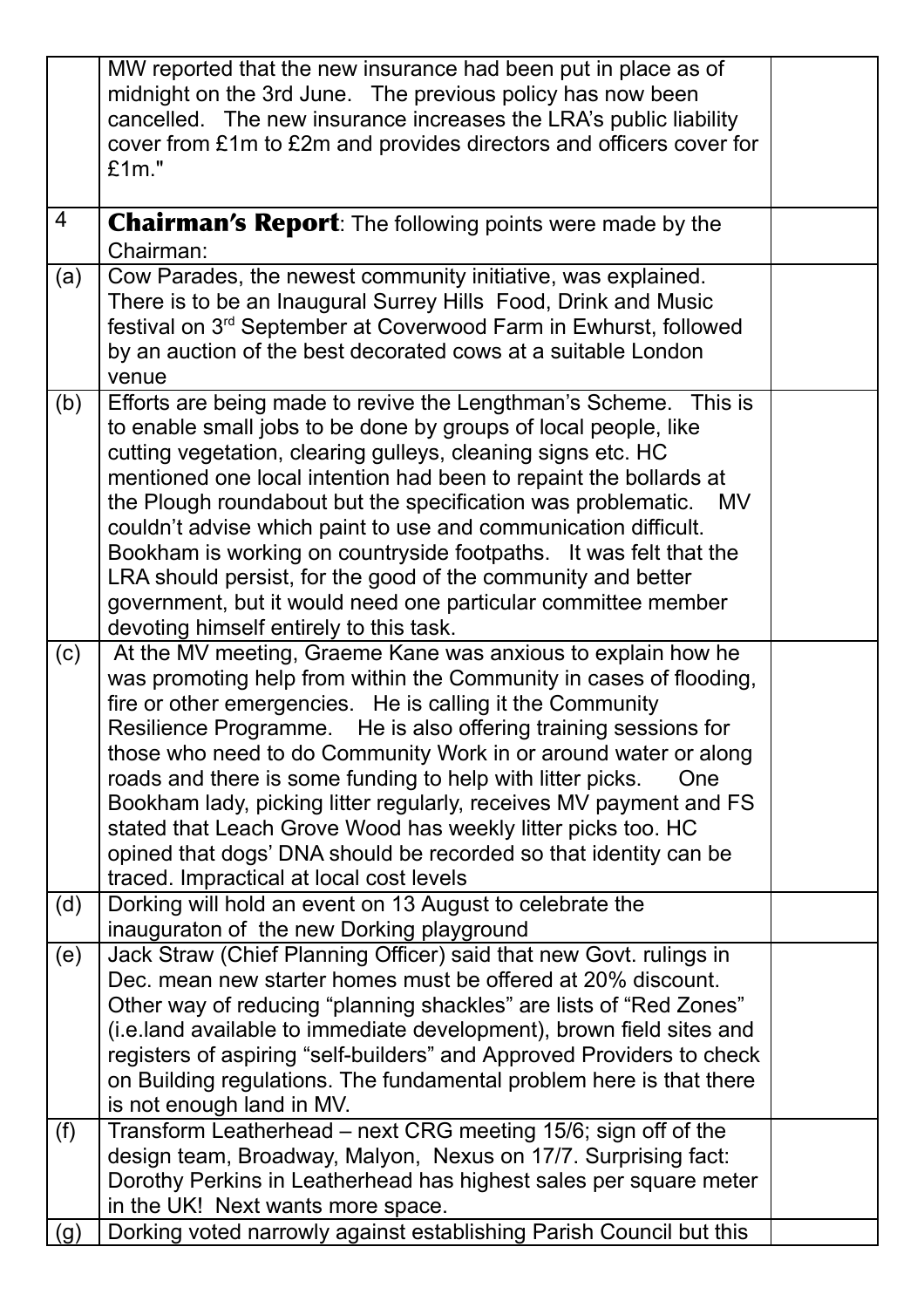|  |  |  |
|---|---|---|
|  | MW reported that the new insurance had been put in place as of midnight on the 3rd June. The previous policy has now been cancelled. The new insurance increases the LRA's public liability cover from £1m to £2m and provides directors and officers cover for £1m." |  |
| 4 | **Chairman's Report**: The following points were made by the Chairman: |  |
| (a) | Cow Parades, the newest community initiative, was explained. There is to be an Inaugural Surrey Hills Food, Drink and Music festival on 3rd September at Coverwood Farm in Ewhurst, followed by an auction of the best decorated cows at a suitable London venue |  |
| (b) | Efforts are being made to revive the Lengthman's Scheme. This is to enable small jobs to be done by groups of local people, like cutting vegetation, clearing gulleys, cleaning signs etc. HC mentioned one local intention had been to repaint the bollards at the Plough roundabout but the specification was problematic. MV couldn't advise which paint to use and communication difficult. Bookham is working on countryside footpaths. It was felt that the LRA should persist, for the good of the community and better government, but it would need one particular committee member devoting himself entirely to this task. |  |
| (c) | At the MV meeting, Graeme Kane was anxious to explain how he was promoting help from within the Community in cases of flooding, fire or other emergencies. He is calling it the Community Resilience Programme. He is also offering training sessions for those who need to do Community Work in or around water or along roads and there is some funding to help with litter picks. One Bookham lady, picking litter regularly, receives MV payment and FS stated that Leach Grove Wood has weekly litter picks too. HC opined that dogs' DNA should be recorded so that identity can be traced. Impractical at local cost levels |  |
| (d) | Dorking will hold an event on 13 August to celebrate the inauguraton of the new Dorking playground |  |
| (e) | Jack Straw (Chief Planning Officer) said that new Govt. rulings in Dec. mean new starter homes must be offered at 20% discount. Other way of reducing "planning shackles" are lists of "Red Zones" (i.e.land available to immediate development), brown field sites and registers of aspiring "self-builders" and Approved Providers to check on Building regulations. The fundamental problem here is that there is not enough land in MV. |  |
| (f) | Transform Leatherhead – next CRG meeting 15/6; sign off of the design team, Broadway, Malyon, Nexus on 17/7. Surprising fact: Dorothy Perkins in Leatherhead has highest sales per square meter in the UK! Next wants more space. |  |
| (g) | Dorking voted narrowly against establishing Parish Council but this |  |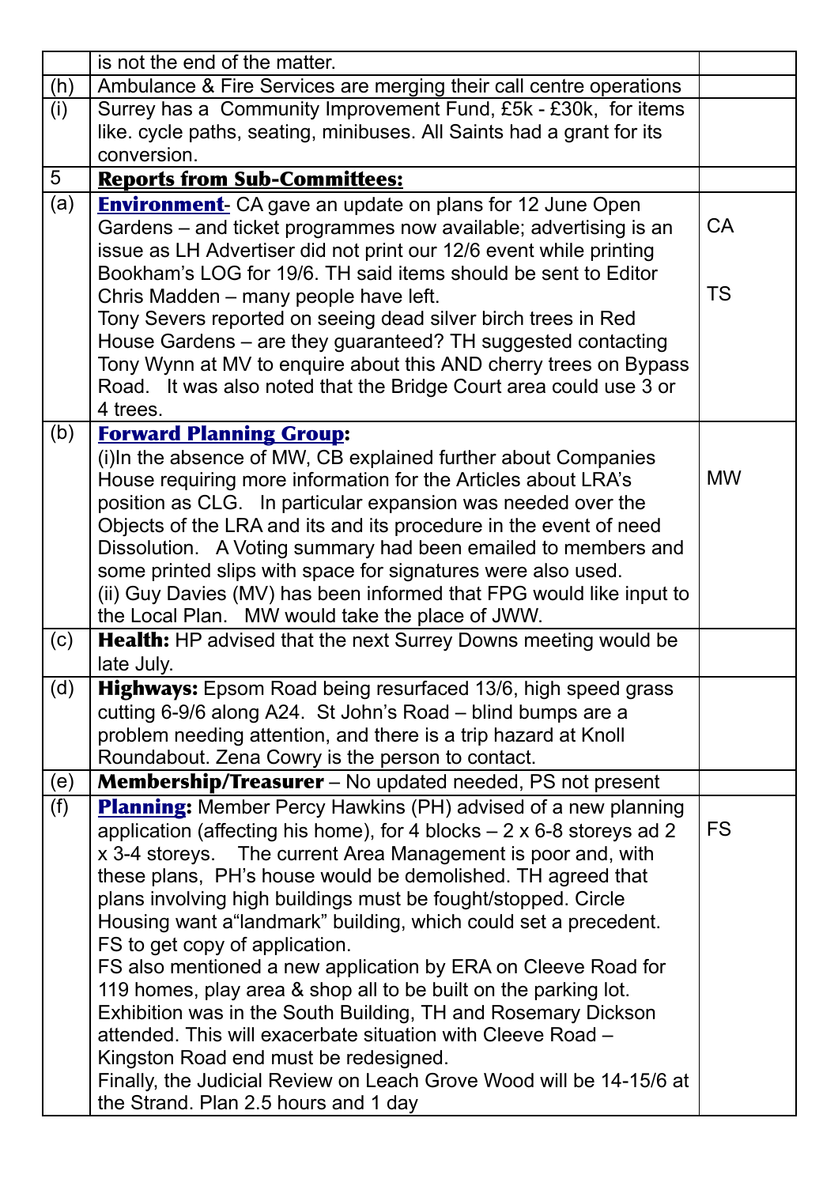|  |  |  |
|---|---|---|
|  | is not the end of the matter. |  |
| (h) | Ambulance & Fire Services are merging their call centre operations |  |
| (i) | Surrey has a Community Improvement Fund, £5k - £30k, for items like. cycle paths, seating, minibuses. All Saints had a grant for its conversion. |  |
| 5 | **Reports from Sub-Committees:** |  |
| (a) | **Environment**- CA gave an update on plans for 12 June Open Gardens – and ticket programmes now available; advertising is an issue as LH Advertiser did not print our 12/6 event while printing Bookham's LOG for 19/6. TH said items should be sent to Editor Chris Madden – many people have left.<br>Tony Severs reported on seeing dead silver birch trees in Red House Gardens – are they guaranteed? TH suggested contacting Tony Wynn at MV to enquire about this AND cherry trees on Bypass Road. It was also noted that the Bridge Court area could use 3 or 4 trees. | CA<br><br>TS |
| (b) | **Forward Planning Group**:<br>(i)In the absence of MW, CB explained further about Companies House requiring more information for the Articles about LRA's position as CLG. In particular expansion was needed over the Objects of the LRA and its and its procedure in the event of need Dissolution. A Voting summary had been emailed to members and some printed slips with space for signatures were also used.<br>(ii) Guy Davies (MV) has been informed that FPG would like input to the Local Plan. MW would take the place of JWW. | MW |
| (c) | **Health:** HP advised that the next Surrey Downs meeting would be late July. |  |
| (d) | **Highways:** Epsom Road being resurfaced 13/6, high speed grass cutting 6-9/6 along A24. St John's Road – blind bumps are a problem needing attention, and there is a trip hazard at Knoll Roundabout. Zena Cowry is the person to contact. |  |
| (e) | **Membership/Treasurer** – No updated needed, PS not present |  |
| (f) | **Planning:** Member Percy Hawkins (PH) advised of a new planning application (affecting his home), for 4 blocks – 2 x 6-8 storeys ad 2 x 3-4 storeys. The current Area Management is poor and, with these plans, PH's house would be demolished. TH agreed that plans involving high buildings must be fought/stopped. Circle Housing want a"landmark" building, which could set a precedent. FS to get copy of application.<br>FS also mentioned a new application by ERA on Cleeve Road for 119 homes, play area & shop all to be built on the parking lot. Exhibition was in the South Building, TH and Rosemary Dickson attended. This will exacerbate situation with Cleeve Road – Kingston Road end must be redesigned.<br>Finally, the Judicial Review on Leach Grove Wood will be 14-15/6 at the Strand. Plan 2.5 hours and 1 day | FS |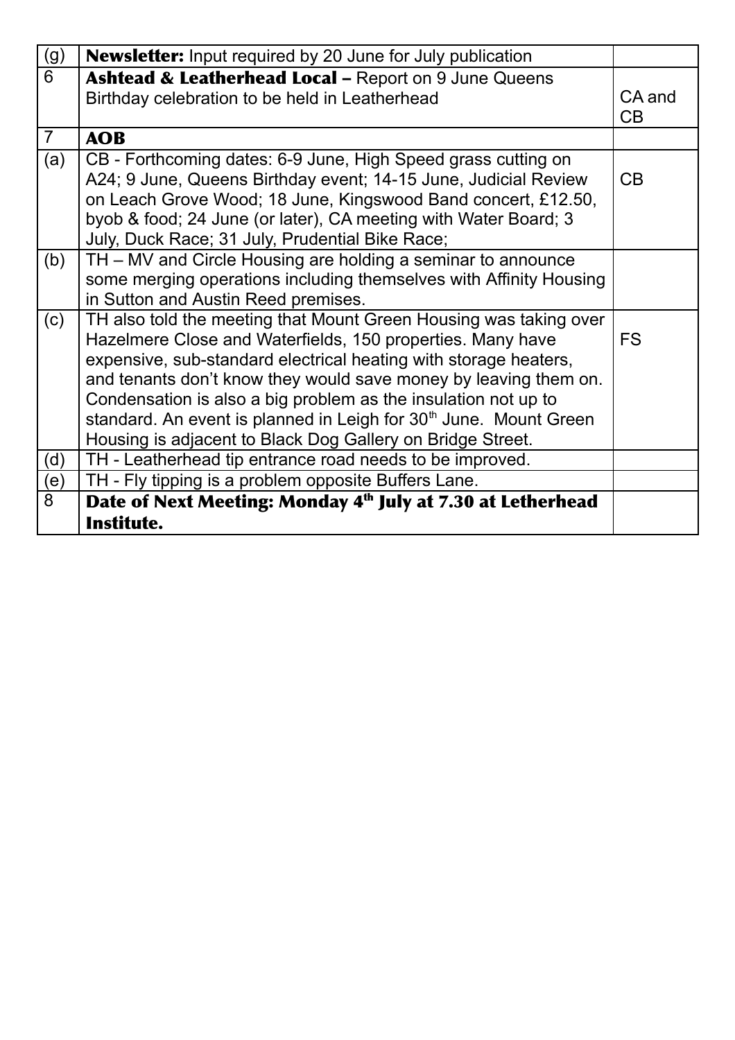| | | |
|---|---|---|
| (g) | **Newsletter:** Input required by 20 June for July publication | |
| 6 | **Ashtead & Leatherhead Local –** Report on 9 June Queens Birthday celebration to be held in Leatherhead | CA and CB |
| 7 | **AOB** | |
| (a) | CB - Forthcoming dates: 6-9 June, High Speed grass cutting on A24; 9 June, Queens Birthday event; 14-15 June, Judicial Review on Leach Grove Wood; 18 June, Kingswood Band concert, £12.50, byob & food; 24 June (or later), CA meeting with Water Board; 3 July, Duck Race; 31 July, Prudential Bike Race; | CB |
| (b) | TH – MV and Circle Housing are holding a seminar to announce some merging operations including themselves with Affinity Housing in Sutton and Austin Reed premises. | |
| (c) | TH also told the meeting that Mount Green Housing was taking over Hazelmere Close and Waterfields, 150 properties. Many have expensive, sub-standard electrical heating with storage heaters, and tenants don't know they would save money by leaving them on. Condensation is also a big problem as the insulation not up to standard. An event is planned in Leigh for 30th June. Mount Green Housing is adjacent to Black Dog Gallery on Bridge Street. | FS |
| (d) | TH - Leatherhead tip entrance road needs to be improved. | |
| (e) | TH - Fly tipping is a problem opposite Buffers Lane. | |
| 8 | **Date of Next Meeting: Monday 4th July at 7.30 at Letherhead Institute.** | |